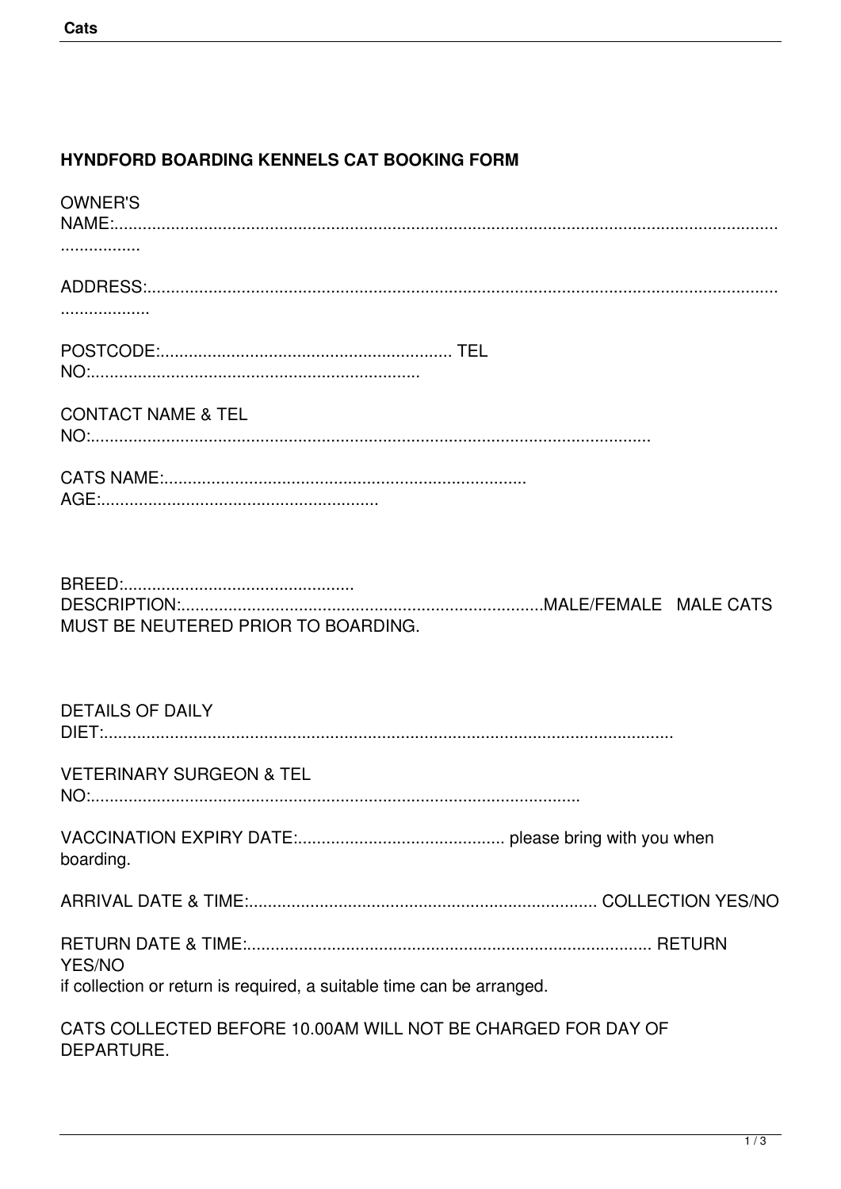## HYNDFORD BOARDING KENNELS CAT BOOKING FORM

OWNER'S NAME:..............................................................................................................................................

ADDRESS:.....................................................................................................................................................

POSTCODE:............................................................. TEL NO:.....................................................................

CONTACT NAME & TEL NO:......................................................................................................................

CATS NAME:............................................................................ AGE:..........................................................

BREED:................................................. DESCRIPTION:............................................................................MALE/FEMALE MALE CATS MUST BE NEUTERED PRIOR TO BOARDING.

DETAILS OF DAILY DIET:........................................................................................................................

VETERINARY SURGEON & TEL NO:........................................................................................................

VACCINATION EXPIRY DATE:............................................ please bring with you when boarding.

ARRIVAL DATE & TIME:......................................................................... COLLECTION YES/NO

RETURN DATE & TIME:..................................................................................... RETURN YES/NO

if collection or return is required, a suitable time can be arranged.

CATS COLLECTED BEFORE 10.00AM WILL NOT BE CHARGED FOR DAY OF DEPARTURE.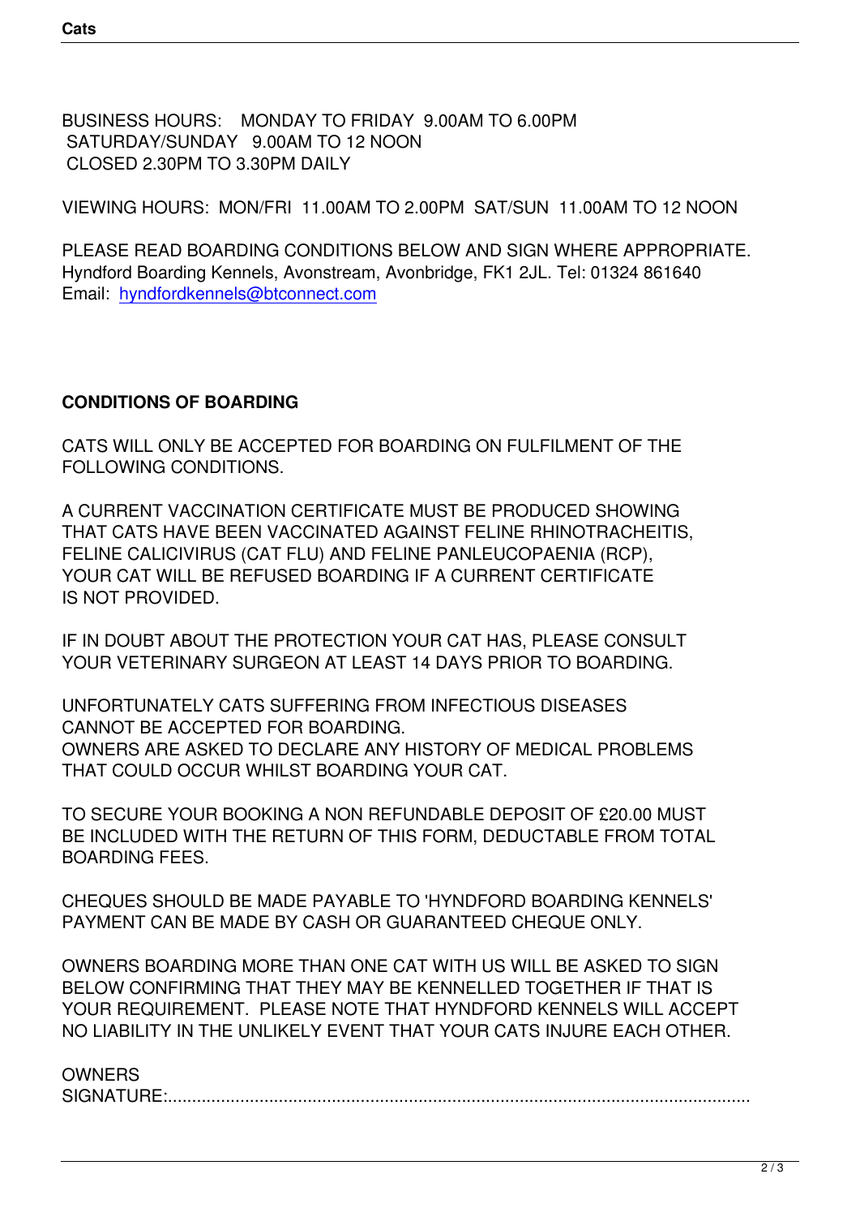BUSINESS HOURS: MONDAY TO FRIDAY 9.00AM TO 6.00PM
SATURDAY/SUNDAY 9.00AM TO 12 NOON
CLOSED 2.30PM TO 3.30PM DAILY

VIEWING HOURS: MON/FRI 11.00AM TO 2.00PM SAT/SUN 11.00AM TO 12 NOON

PLEASE READ BOARDING CONDITIONS BELOW AND SIGN WHERE APPROPRIATE.
Hyndford Boarding Kennels, Avonstream, Avonbridge, FK1 2JL. Tel: 01324 861640
Email: hyndfordkennels@btconnect.com

**CONDITIONS OF BOARDING**

CATS WILL ONLY BE ACCEPTED FOR BOARDING ON FULFILMENT OF THE FOLLOWING CONDITIONS.

A CURRENT VACCINATION CERTIFICATE MUST BE PRODUCED SHOWING THAT CATS HAVE BEEN VACCINATED AGAINST FELINE RHINOTRACHEITIS, FELINE CALICIVIRUS (CAT FLU) AND FELINE PANLEUCOPAENIA (RCP), YOUR CAT WILL BE REFUSED BOARDING IF A CURRENT CERTIFICATE IS NOT PROVIDED.

IF IN DOUBT ABOUT THE PROTECTION YOUR CAT HAS, PLEASE CONSULT YOUR VETERINARY SURGEON AT LEAST 14 DAYS PRIOR TO BOARDING.

UNFORTUNATELY CATS SUFFERING FROM INFECTIOUS DISEASES CANNOT BE ACCEPTED FOR BOARDING.
OWNERS ARE ASKED TO DECLARE ANY HISTORY OF MEDICAL PROBLEMS THAT COULD OCCUR WHILST BOARDING YOUR CAT.

TO SECURE YOUR BOOKING A NON REFUNDABLE DEPOSIT OF £20.00 MUST BE INCLUDED WITH THE RETURN OF THIS FORM, DEDUCTABLE FROM TOTAL BOARDING FEES.

CHEQUES SHOULD BE MADE PAYABLE TO 'HYNDFORD BOARDING KENNELS'
PAYMENT CAN BE MADE BY CASH OR GUARANTEED CHEQUE ONLY.

OWNERS BOARDING MORE THAN ONE CAT WITH US WILL BE ASKED TO SIGN BELOW CONFIRMING THAT THEY MAY BE KENNELLED TOGETHER IF THAT IS YOUR REQUIREMENT. PLEASE NOTE THAT HYNDFORD KENNELS WILL ACCEPT NO LIABILITY IN THE UNLIKELY EVENT THAT YOUR CATS INJURE EACH OTHER.

OWNERS SIGNATURE:..........................................................................................................................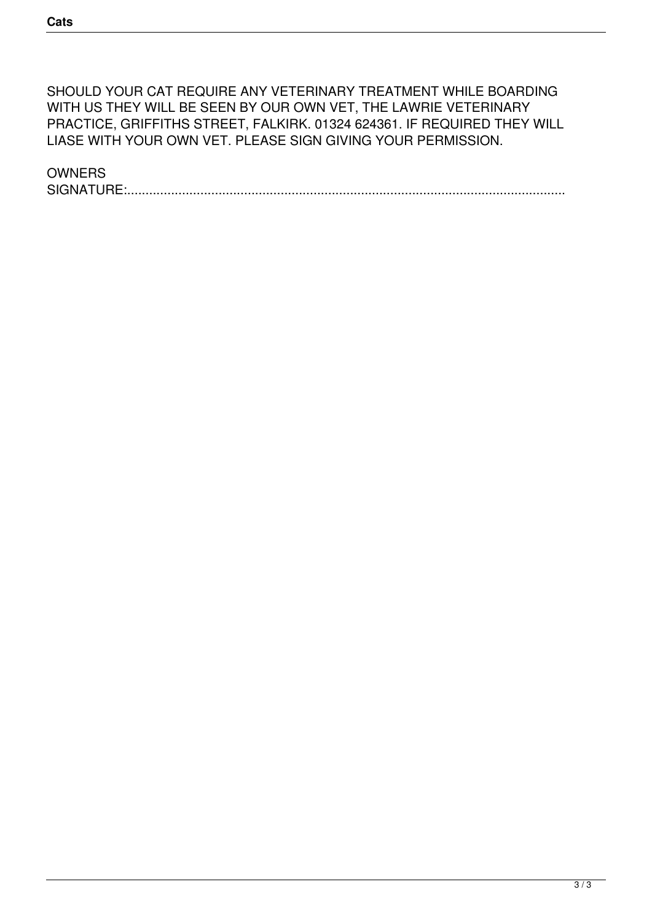SHOULD YOUR CAT REQUIRE ANY VETERINARY TREATMENT WHILE BOARDING WITH US THEY WILL BE SEEN BY OUR OWN VET, THE LAWRIE VETERINARY PRACTICE, GRIFFITHS STREET, FALKIRK. 01324 624361. IF REQUIRED THEY WILL LIASE WITH YOUR OWN VET. PLEASE SIGN GIVING YOUR PERMISSION.

OWNERS SIGNATURE:......................................................................................................................